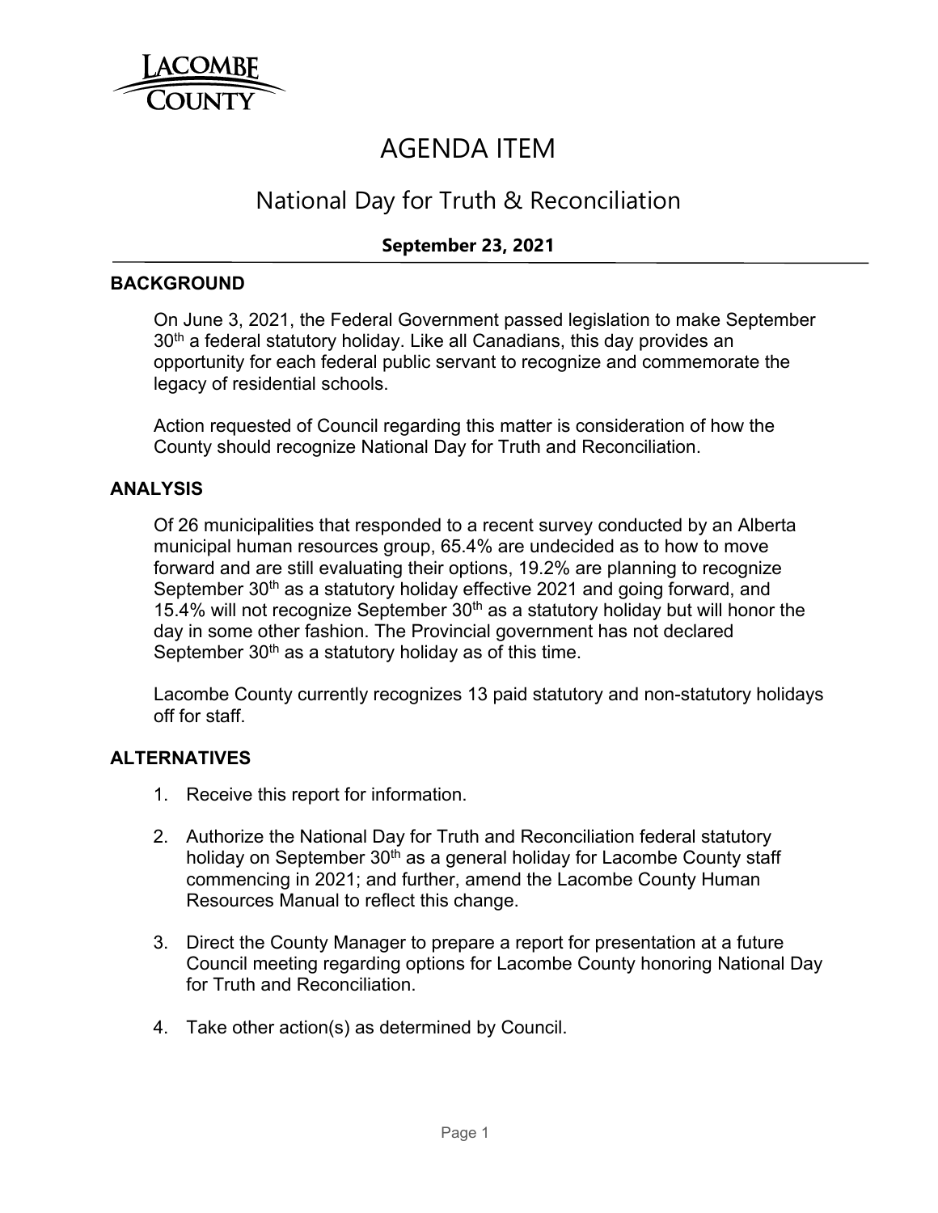# AGENDA ITEM

## National Day for Truth & Reconciliation

**September 23, 2021**

---

### BACKGROUND

On June 3, 2021, the Federal Government passed legislation to make September 30th a federal statutory holiday. Like all Canadians, this day provides an opportunity for each federal public servant to recognize and commemorate the legacy of residential schools.

Action requested of Council regarding this matter is consideration of how the County should recognize National Day for Truth and Reconciliation.

### ANALYSIS

Of 26 municipalities that responded to a recent survey conducted by an Alberta municipal human resources group, 65.4% are undecided as to how to move forward and are still evaluating their options, 19.2% are planning to recognize September 30th as a statutory holiday effective 2021 and going forward, and 15.4% will not recognize September 30th as a statutory holiday but will honor the day in some other fashion. The Provincial government has not declared September 30th as a statutory holiday as of this time.

Lacombe County currently recognizes 13 paid statutory and non-statutory holidays off for staff.

### ALTERNATIVES

1. Receive this report for information.
2. Authorize the National Day for Truth and Reconciliation federal statutory holiday on September 30th as a general holiday for Lacombe County staff commencing in 2021; and further, amend the Lacombe County Human Resources Manual to reflect this change.
3. Direct the County Manager to prepare a report for presentation at a future Council meeting regarding options for Lacombe County honoring National Day for Truth and Reconciliation.
4. Take other action(s) as determined by Council.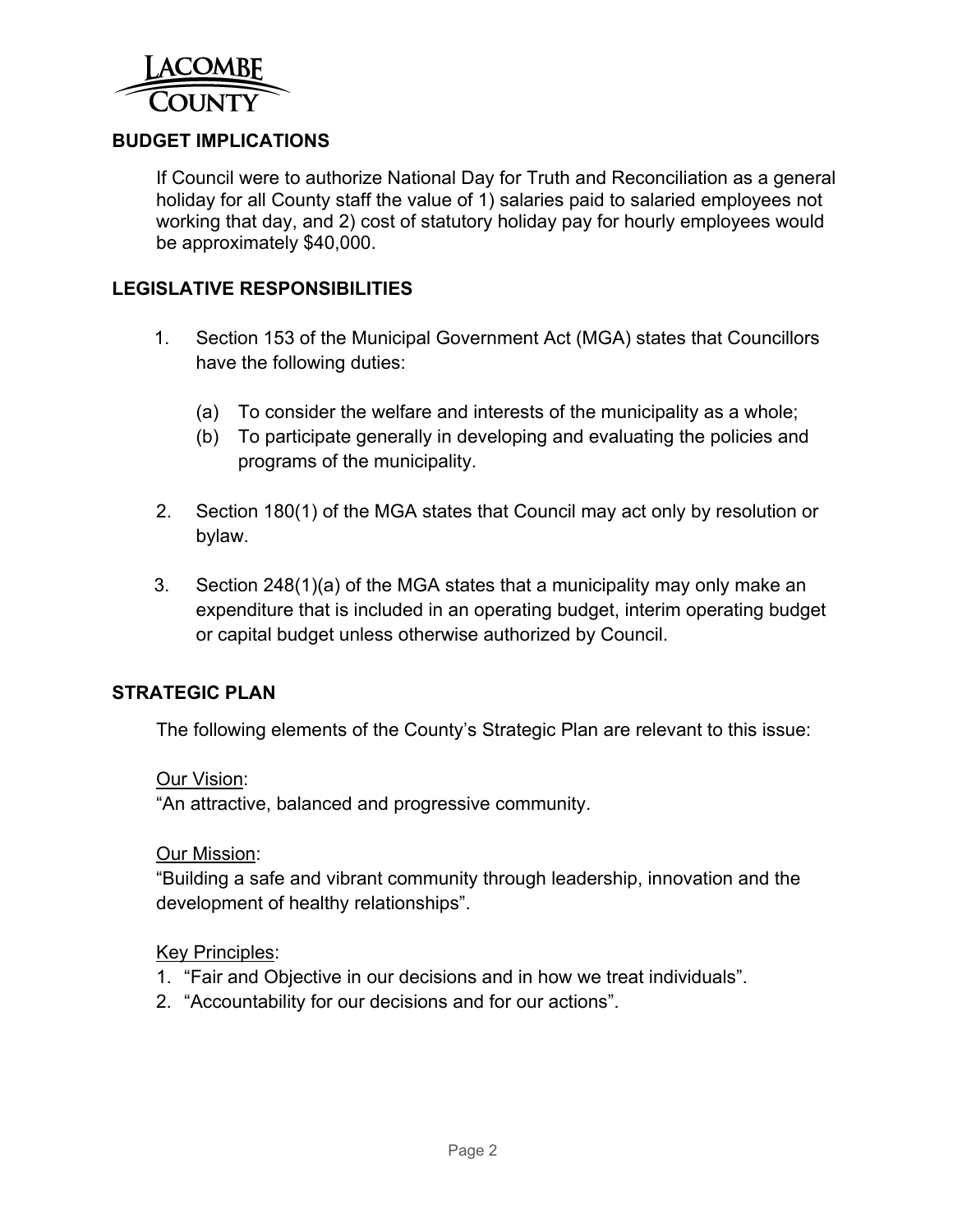## BUDGET IMPLICATIONS

If Council were to authorize National Day for Truth and Reconciliation as a general holiday for all County staff the value of 1) salaries paid to salaried employees not working that day, and 2) cost of statutory holiday pay for hourly employees would be approximately $40,000.

## LEGISLATIVE RESPONSIBILITIES

1. Section 153 of the Municipal Government Act (MGA) states that Councillors have the following duties:
   - (a) To consider the welfare and interests of the municipality as a whole;
   - (b) To participate generally in developing and evaluating the policies and programs of the municipality.
2. Section 180(1) of the MGA states that Council may act only by resolution or bylaw.
3. Section 248(1)(a) of the MGA states that a municipality may only make an expenditure that is included in an operating budget, interim operating budget or capital budget unless otherwise authorized by Council.

## STRATEGIC PLAN

The following elements of the County's Strategic Plan are relevant to this issue:

<u>Our Vision</u>:
"An attractive, balanced and progressive community.

<u>Our Mission</u>:
"Building a safe and vibrant community through leadership, innovation and the development of healthy relationships".

<u>Key Principles</u>:
1. "Fair and Objective in our decisions and in how we treat individuals".
2. "Accountability for our decisions and for our actions".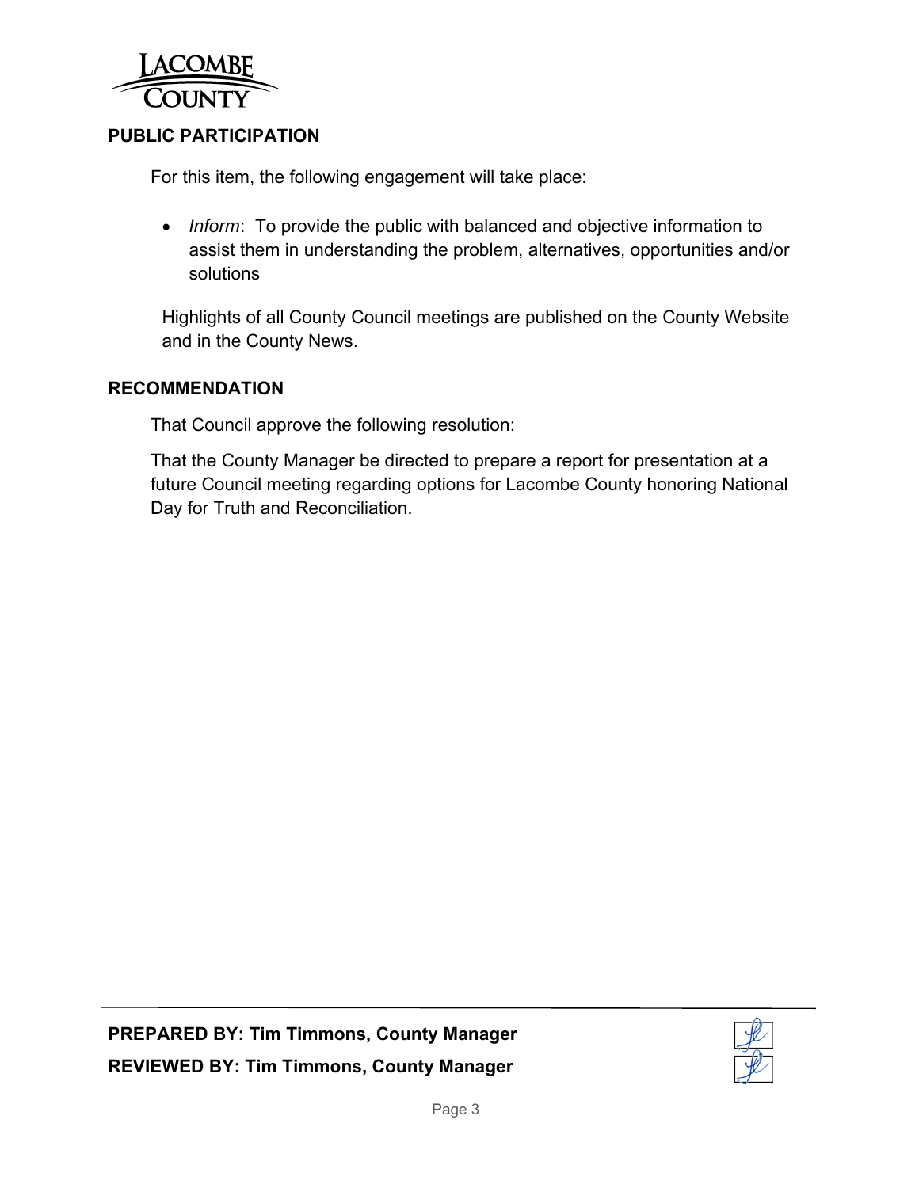## PUBLIC PARTICIPATION

For this item, the following engagement will take place:

- *Inform*: To provide the public with balanced and objective information to assist them in understanding the problem, alternatives, opportunities and/or solutions

Highlights of all County Council meetings are published on the County Website and in the County News.

## RECOMMENDATION

That Council approve the following resolution:

That the County Manager be directed to prepare a report for presentation at a future Council meeting regarding options for Lacombe County honoring National Day for Truth and Reconciliation.

---

**PREPARED BY: Tim Timmons, County Manager**

**REVIEWED BY: Tim Timmons, County Manager**